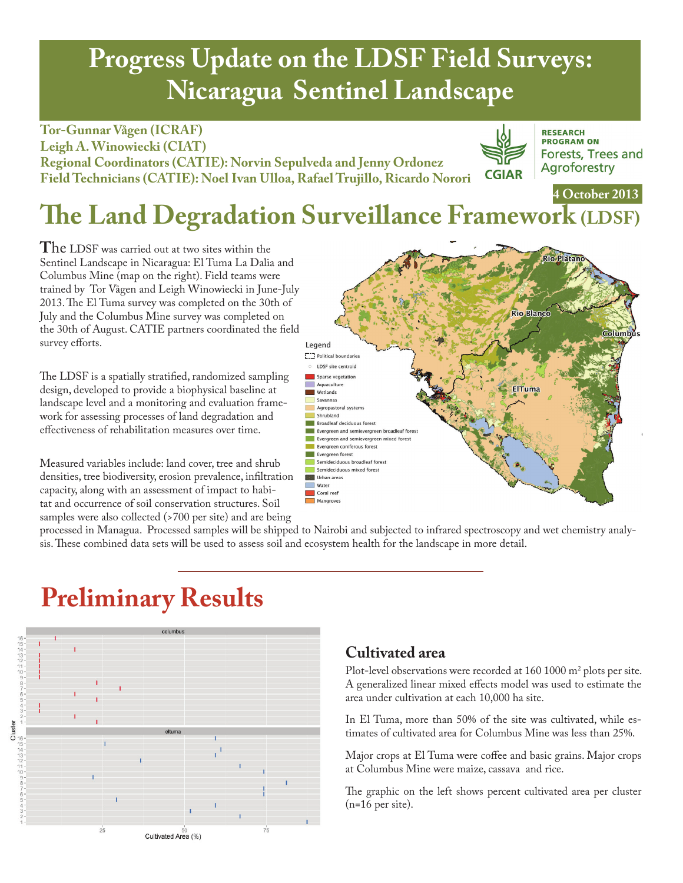# Progress Update on the LDSF Field Surveys: Nicaragua Sentinel Landscape

**Tor-Gunnar Vågen (ICRAF)**
**Leigh A. Winowiecki (CIAT)**
**Regional Coordinators (CATIE): Norvin Sepulveda and Jenny Ordonez**
**Field Technicians (CATIE): Noel Ivan Ulloa, Rafael Trujillo, Ricardo Norori**

RESEARCH PROGRAM ON Forests, Trees and Agroforestry

**4 October 2013**

# The Land Degradation Surveillance Framework (LDSF)

The LDSF was carried out at two sites within the Sentinel Landscape in Nicaragua: El Tuma La Dalia and Columbus Mine (map on the right). Field teams were trained by Tor Vågen and Leigh Winowiecki in June-July 2013. The El Tuma survey was completed on the 30th of July and the Columbus Mine survey was completed on the 30th of August. CATIE partners coordinated the field survey efforts.

The LDSF is a spatially stratified, randomized sampling design, developed to provide a biophysical baseline at landscape level and a monitoring and evaluation framework for assessing processes of land degradation and effectiveness of rehabilitation measures over time.

Measured variables include: land cover, tree and shrub densities, tree biodiversity, erosion prevalence, infiltration capacity, along with an assessment of impact to habitat and occurrence of soil conservation structures. Soil samples were also collected (>700 per site) and are being processed in Managua. Processed samples will be shipped to Nairobi and subjected to infrared spectroscopy and wet chemistry analysis. These combined data sets will be used to assess soil and ecosystem health for the landscape in more detail.

# Preliminary Results

## Cultivated area

Plot-level observations were recorded at 160 1000 m$^2$ plots per site. A generalized linear mixed effects model was used to estimate the area under cultivation at each 10,000 ha site.

In El Tuma, more than 50% of the site was cultivated, while estimates of cultivated area for Columbus Mine was less than 25%.

Major crops at El Tuma were coffee and basic grains. Major crops at Columbus Mine were maize, cassava and rice.

The graphic on the left shows percent cultivated area per cluster (n=16 per site).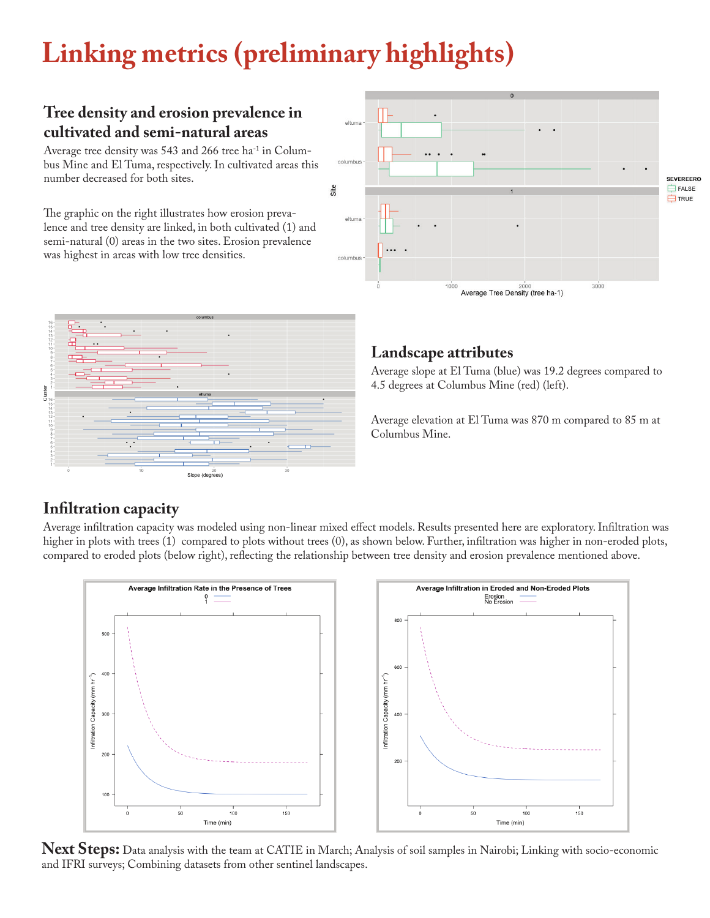# Linking metrics (preliminary highlights)

## Tree density and erosion prevalence in cultivated and semi-natural areas

Average tree density was 543 and 266 tree ha$^{-1}$ in Columbus Mine and El Tuma, respectively. In cultivated areas this number decreased for both sites.

The graphic on the right illustrates how erosion prevalence and tree density are linked, in both cultivated (1) and semi-natural (0) areas in the two sites. Erosion prevalence was highest in areas with low tree densities.

0
1
eltuma
columbus
Site
SEVEREERO
FALSE
TRUE
0
1000
2000
3000
Average Tree Density (tree ha-1)

columbus
eltuma
Cluster
Slope (degrees)
0
10
20
30

## Landscape attributes

Average slope at El Tuma (blue) was 19.2 degrees compared to 4.5 degrees at Columbus Mine (red) (left).

Average elevation at El Tuma was 870 m compared to 85 m at Columbus Mine.

## Infiltration capacity

Average infiltration capacity was modeled using non-linear mixed effect models. Results presented here are exploratory. Infiltration was higher in plots with trees (1) compared to plots without trees (0), as shown below. Further, infiltration was higher in non-eroded plots, compared to eroded plots (below right), reflecting the relationship between tree density and erosion prevalence mentioned above.

Average Infiltration Rate in the Presence of Trees
0
1
Infiltration Capacity (mm hr$^{-1}$)
Time (min)

Average Infiltration in Eroded and Non-Eroded Plots
Erosion
No Erosion
Infiltration Capacity (mm hr$^{-1}$)
Time (min)

**Next Steps:** Data analysis with the team at CATIE in March; Analysis of soil samples in Nairobi; Linking with socio-economic and IFRI surveys; Combining datasets from other sentinel landscapes.